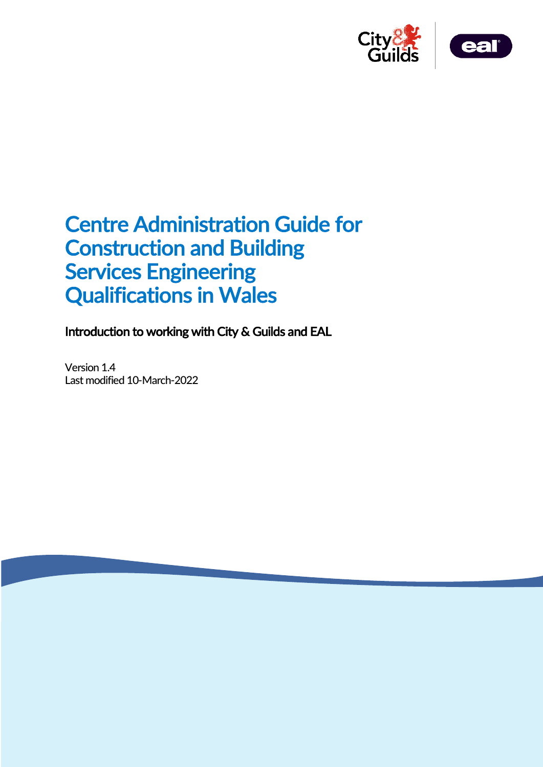# Centre Administration Guide for Construction and Building Services Engineering Qualifications in Wales

**Introduction to working with City & Guilds and EAL**

Version 1.4
Last modified 10-March-2022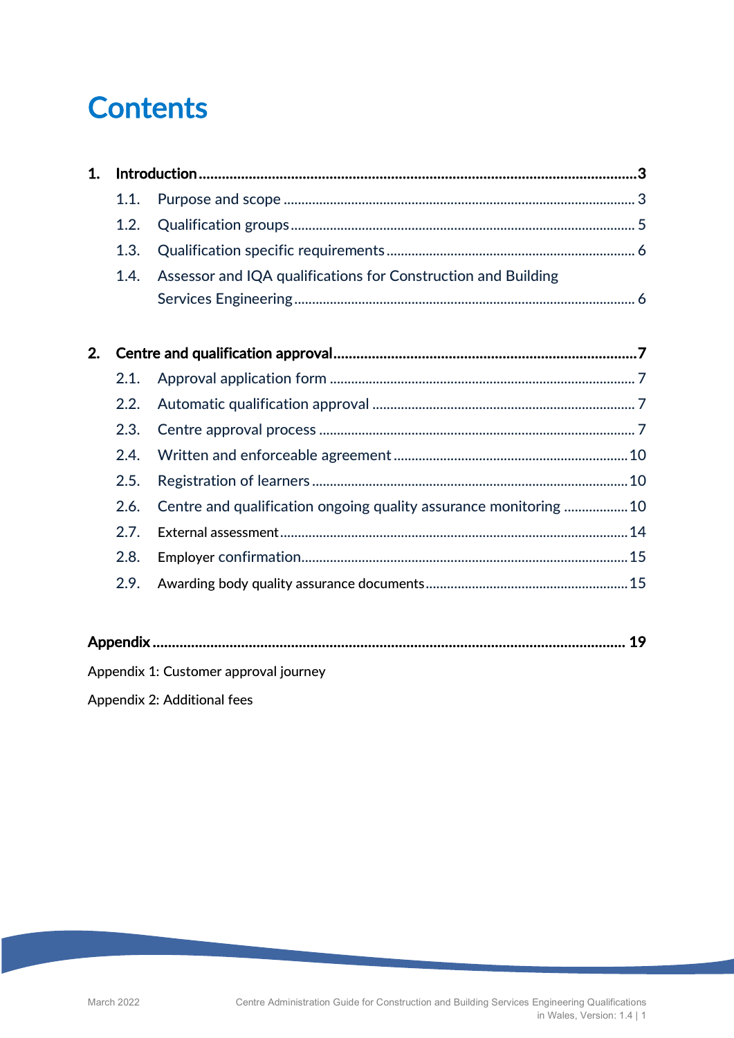# Contents

**1. Introduction** 3

- 1.1. Purpose and scope 3
- 1.2. Qualification groups 5
- 1.3. Qualification specific requirements 6
- 1.4. Assessor and IQA qualifications for Construction and Building Services Engineering 6

**2. Centre and qualification approval** 7

- 2.1. Approval application form 7
- 2.2. Automatic qualification approval 7
- 2.3. Centre approval process 7
- 2.4. Written and enforceable agreement 10
- 2.5. Registration of learners 10
- 2.6. Centre and qualification ongoing quality assurance monitoring 10
- 2.7. External assessment 14
- 2.8. Employer confirmation 15
- 2.9. Awarding body quality assurance documents 15

**Appendix** 19

Appendix 1: Customer approval journey

Appendix 2: Additional fees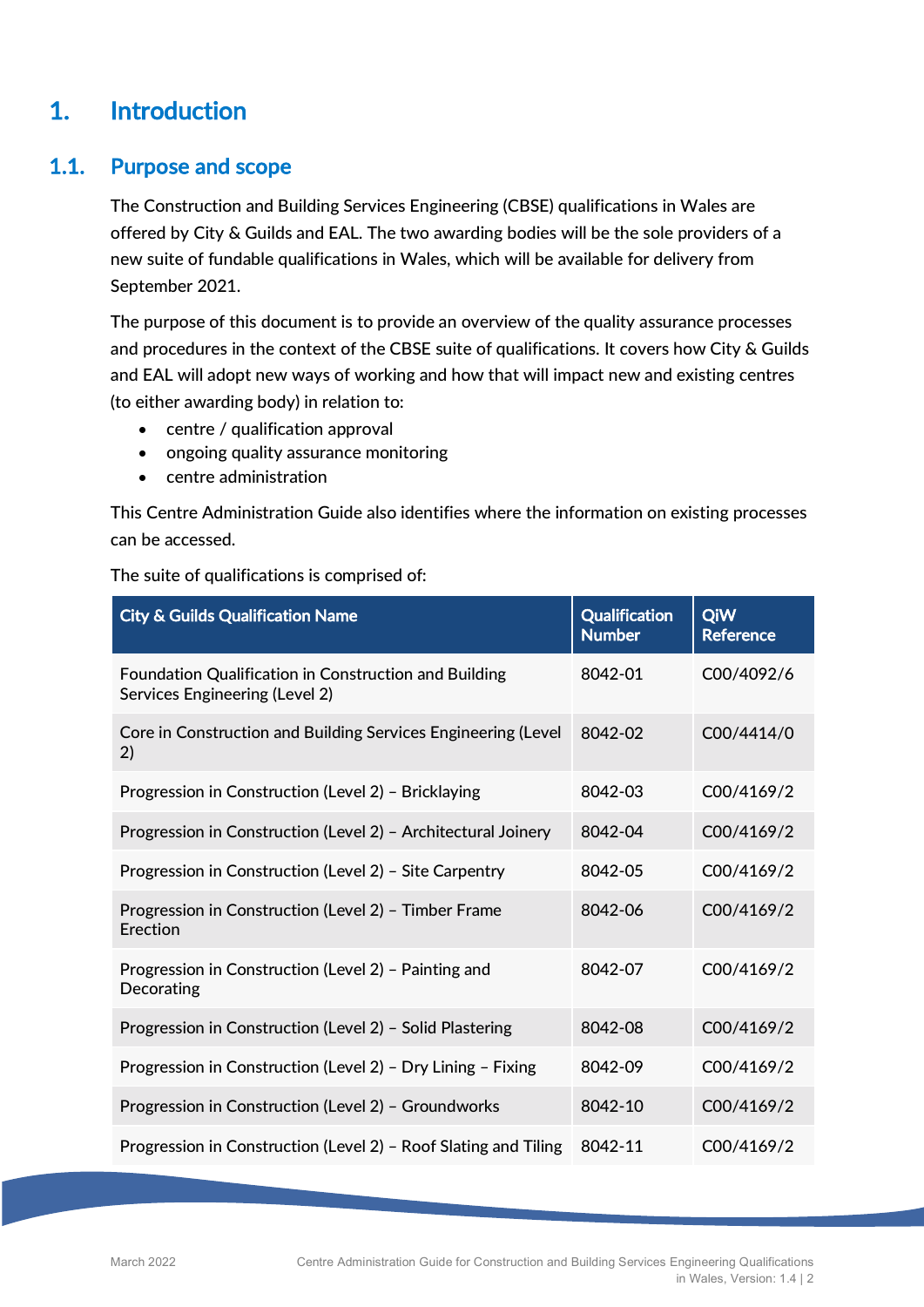# 1. Introduction

## 1.1. Purpose and scope

The Construction and Building Services Engineering (CBSE) qualifications in Wales are offered by City & Guilds and EAL. The two awarding bodies will be the sole providers of a new suite of fundable qualifications in Wales, which will be available for delivery from September 2021.

The purpose of this document is to provide an overview of the quality assurance processes and procedures in the context of the CBSE suite of qualifications. It covers how City & Guilds and EAL will adopt new ways of working and how that will impact new and existing centres (to either awarding body) in relation to:

- centre / qualification approval
- ongoing quality assurance monitoring
- centre administration

This Centre Administration Guide also identifies where the information on existing processes can be accessed.

The suite of qualifications is comprised of:

| City & Guilds Qualification Name | Qualification Number | QiW Reference |
| --- | --- | --- |
| Foundation Qualification in Construction and Building Services Engineering (Level 2) | 8042-01 | C00/4092/6 |
| Core in Construction and Building Services Engineering (Level 2) | 8042-02 | C00/4414/0 |
| Progression in Construction (Level 2) – Bricklaying | 8042-03 | C00/4169/2 |
| Progression in Construction (Level 2) – Architectural Joinery | 8042-04 | C00/4169/2 |
| Progression in Construction (Level 2) – Site Carpentry | 8042-05 | C00/4169/2 |
| Progression in Construction (Level 2) – Timber Frame Erection | 8042-06 | C00/4169/2 |
| Progression in Construction (Level 2) – Painting and Decorating | 8042-07 | C00/4169/2 |
| Progression in Construction (Level 2) – Solid Plastering | 8042-08 | C00/4169/2 |
| Progression in Construction (Level 2) – Dry Lining – Fixing | 8042-09 | C00/4169/2 |
| Progression in Construction (Level 2) – Groundworks | 8042-10 | C00/4169/2 |
| Progression in Construction (Level 2) – Roof Slating and Tiling | 8042-11 | C00/4169/2 |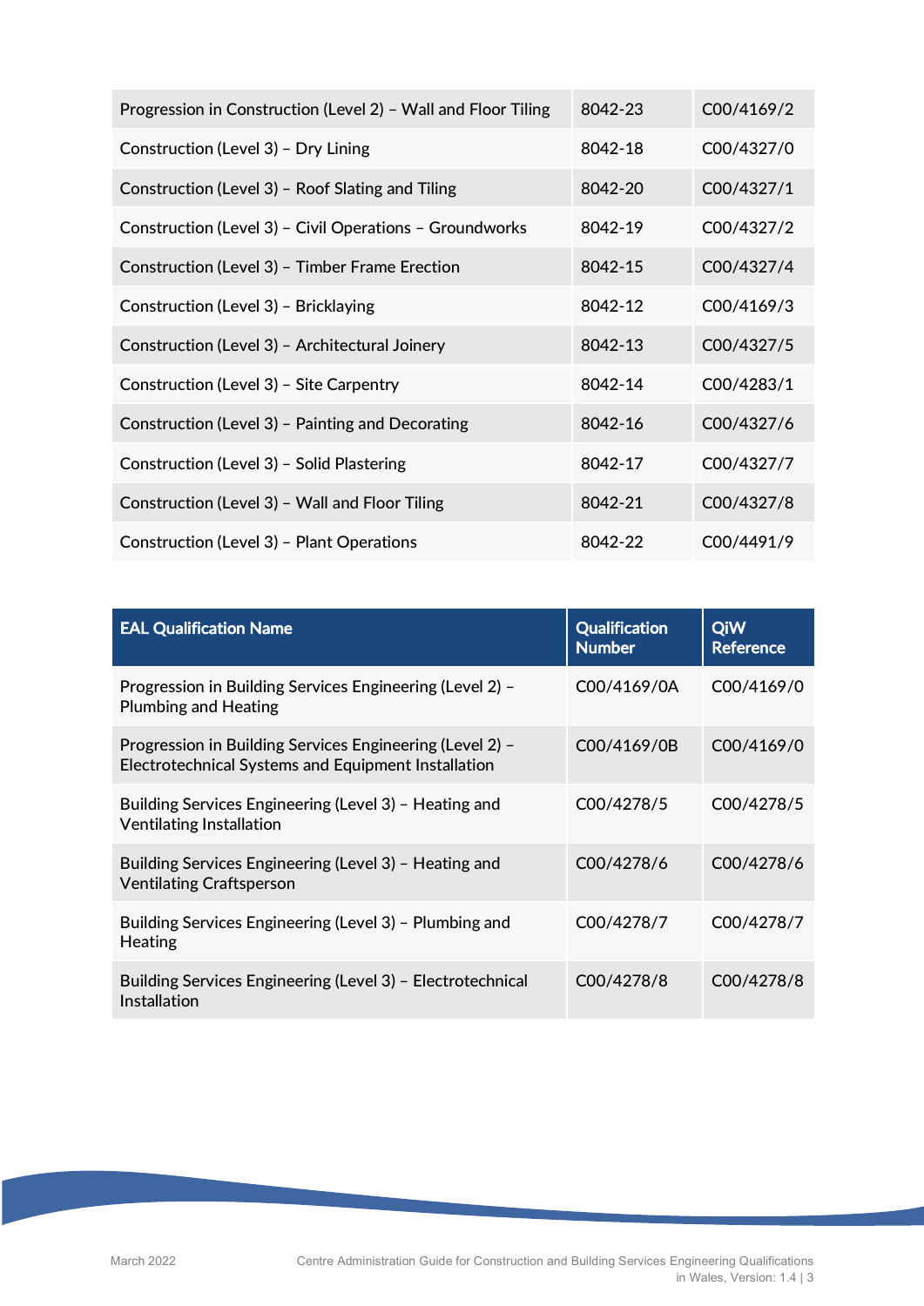| | | |
|---|---|---|
| Progression in Construction (Level 2) – Wall and Floor Tiling | 8042-23 | C00/4169/2 |
| Construction (Level 3) – Dry Lining | 8042-18 | C00/4327/0 |
| Construction (Level 3) – Roof Slating and Tiling | 8042-20 | C00/4327/1 |
| Construction (Level 3) – Civil Operations – Groundworks | 8042-19 | C00/4327/2 |
| Construction (Level 3) – Timber Frame Erection | 8042-15 | C00/4327/4 |
| Construction (Level 3) – Bricklaying | 8042-12 | C00/4169/3 |
| Construction (Level 3) – Architectural Joinery | 8042-13 | C00/4327/5 |
| Construction (Level 3) – Site Carpentry | 8042-14 | C00/4283/1 |
| Construction (Level 3) – Painting and Decorating | 8042-16 | C00/4327/6 |
| Construction (Level 3) – Solid Plastering | 8042-17 | C00/4327/7 |
| Construction (Level 3) – Wall and Floor Tiling | 8042-21 | C00/4327/8 |
| Construction (Level 3) – Plant Operations | 8042-22 | C00/4491/9 |

| EAL Qualification Name | Qualification Number | QiW Reference |
|---|---|---|
| Progression in Building Services Engineering (Level 2) – Plumbing and Heating | C00/4169/0A | C00/4169/0 |
| Progression in Building Services Engineering (Level 2) – Electrotechnical Systems and Equipment Installation | C00/4169/0B | C00/4169/0 |
| Building Services Engineering (Level 3) – Heating and Ventilating Installation | C00/4278/5 | C00/4278/5 |
| Building Services Engineering (Level 3) – Heating and Ventilating Craftsperson | C00/4278/6 | C00/4278/6 |
| Building Services Engineering (Level 3) – Plumbing and Heating | C00/4278/7 | C00/4278/7 |
| Building Services Engineering (Level 3) – Electrotechnical Installation | C00/4278/8 | C00/4278/8 |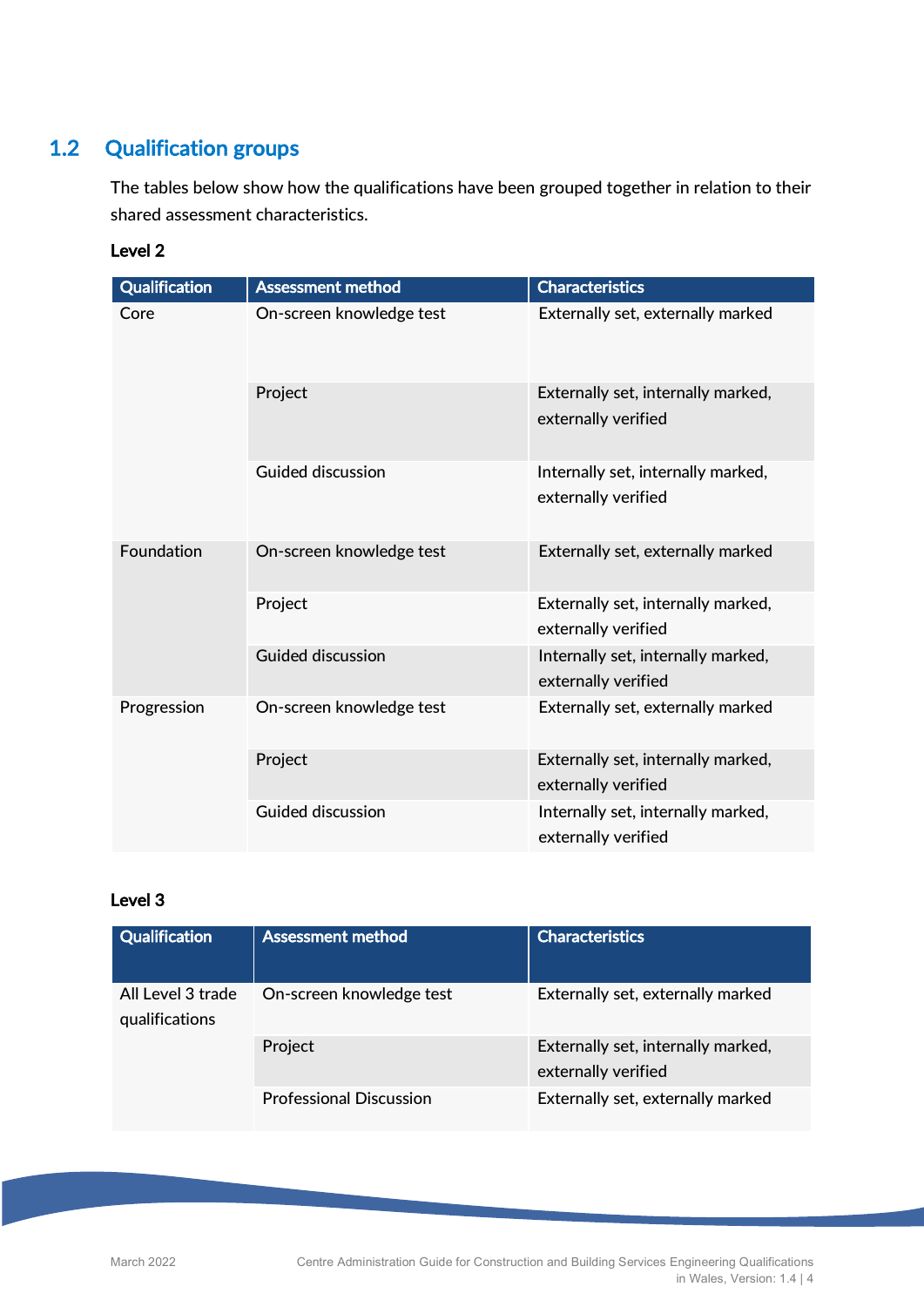## 1.2 Qualification groups

The tables below show how the qualifications have been grouped together in relation to their shared assessment characteristics.

**Level 2**

| Qualification | Assessment method | Characteristics |
|---|---|---|
| Core | On-screen knowledge test | Externally set, externally marked |
| | Project | Externally set, internally marked, externally verified |
| | Guided discussion | Internally set, internally marked, externally verified |
| Foundation | On-screen knowledge test | Externally set, externally marked |
| | Project | Externally set, internally marked, externally verified |
| | Guided discussion | Internally set, internally marked, externally verified |
| Progression | On-screen knowledge test | Externally set, externally marked |
| | Project | Externally set, internally marked, externally verified |
| | Guided discussion | Internally set, internally marked, externally verified |

**Level 3**

| Qualification | Assessment method | Characteristics |
|---|---|---|
| All Level 3 trade qualifications | On-screen knowledge test | Externally set, externally marked |
| | Project | Externally set, internally marked, externally verified |
| | Professional Discussion | Externally set, externally marked |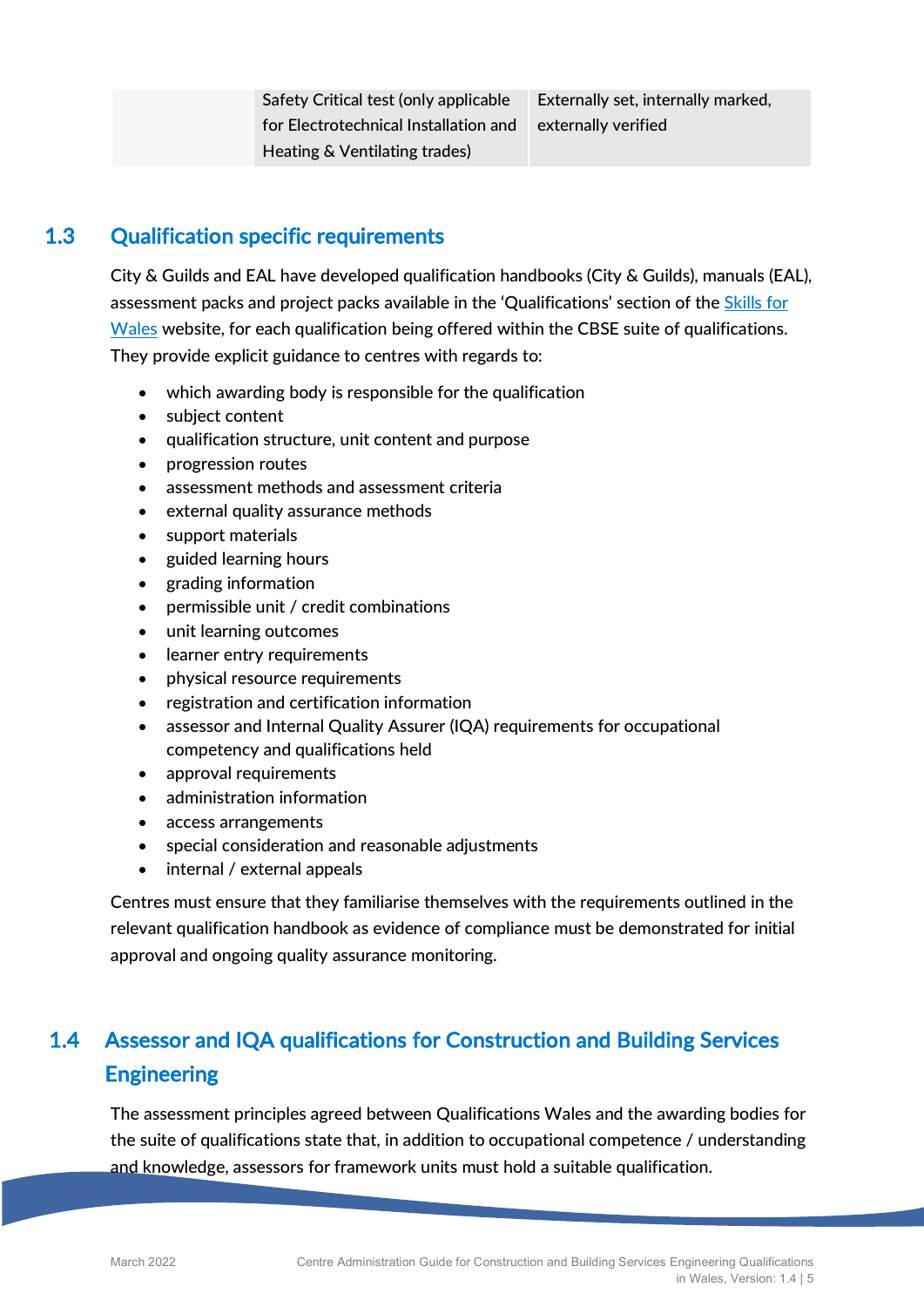| | | |
|---|---|---|
| | Safety Critical test (only applicable for Electrotechnical Installation and Heating & Ventilating trades) | Externally set, internally marked, externally verified |

## 1.3 Qualification specific requirements

City & Guilds and EAL have developed qualification handbooks (City & Guilds), manuals (EAL), assessment packs and project packs available in the 'Qualifications' section of the Skills for Wales website, for each qualification being offered within the CBSE suite of qualifications. They provide explicit guidance to centres with regards to:

- which awarding body is responsible for the qualification
- subject content
- qualification structure, unit content and purpose
- progression routes
- assessment methods and assessment criteria
- external quality assurance methods
- support materials
- guided learning hours
- grading information
- permissible unit / credit combinations
- unit learning outcomes
- learner entry requirements
- physical resource requirements
- registration and certification information
- assessor and Internal Quality Assurer (IQA) requirements for occupational competency and qualifications held
- approval requirements
- administration information
- access arrangements
- special consideration and reasonable adjustments
- internal / external appeals

Centres must ensure that they familiarise themselves with the requirements outlined in the relevant qualification handbook as evidence of compliance must be demonstrated for initial approval and ongoing quality assurance monitoring.

## 1.4 Assessor and IQA qualifications for Construction and Building Services Engineering

The assessment principles agreed between Qualifications Wales and the awarding bodies for the suite of qualifications state that, in addition to occupational competence / understanding and knowledge, assessors for framework units must hold a suitable qualification.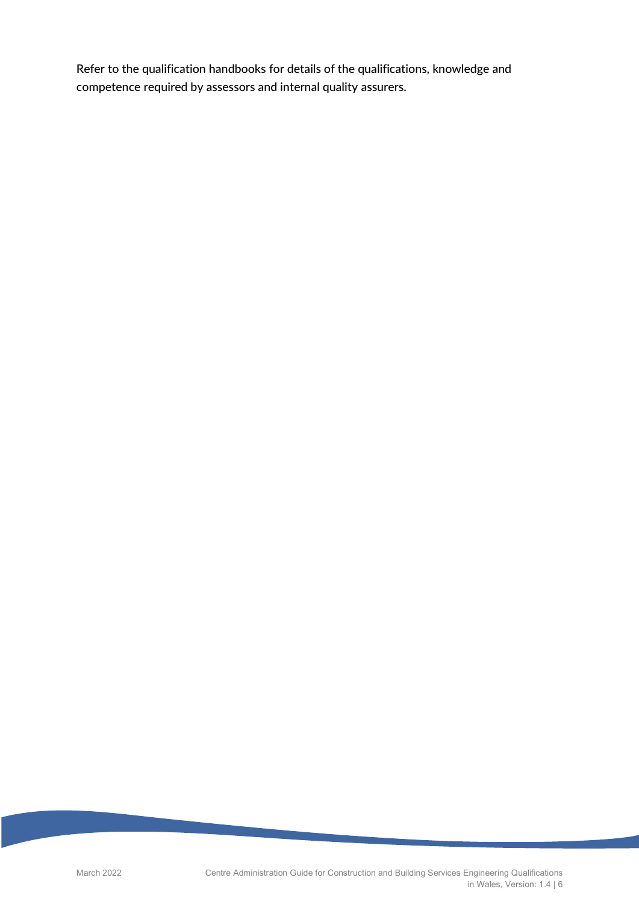Refer to the qualification handbooks for details of the qualifications, knowledge and competence required by assessors and internal quality assurers.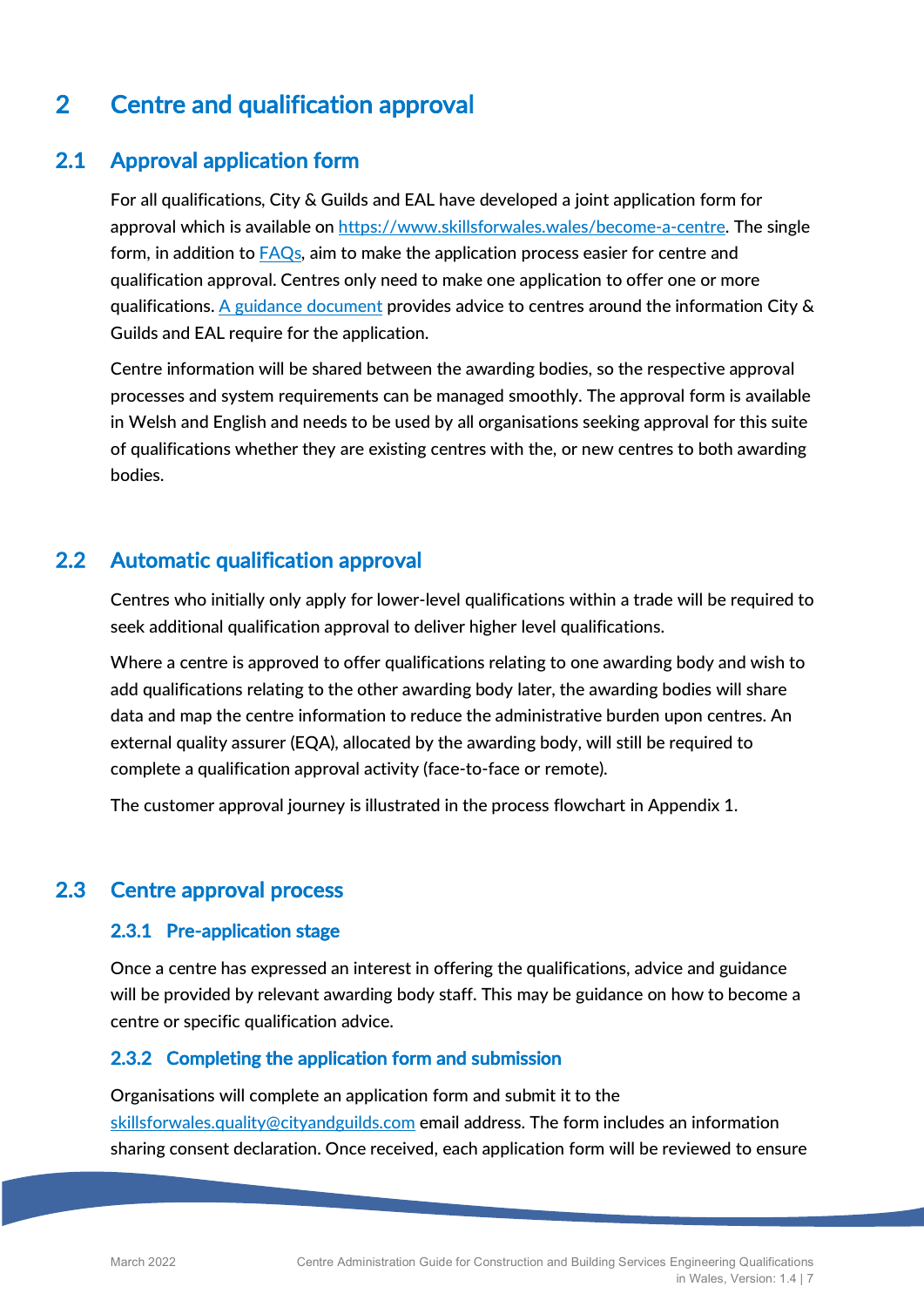# 2 Centre and qualification approval

## 2.1 Approval application form

For all qualifications, City & Guilds and EAL have developed a joint application form for approval which is available on https://www.skillsforwales.wales/become-a-centre. The single form, in addition to FAQs, aim to make the application process easier for centre and qualification approval. Centres only need to make one application to offer one or more qualifications. A guidance document provides advice to centres around the information City & Guilds and EAL require for the application.

Centre information will be shared between the awarding bodies, so the respective approval processes and system requirements can be managed smoothly. The approval form is available in Welsh and English and needs to be used by all organisations seeking approval for this suite of qualifications whether they are existing centres with the, or new centres to both awarding bodies.

## 2.2 Automatic qualification approval

Centres who initially only apply for lower-level qualifications within a trade will be required to seek additional qualification approval to deliver higher level qualifications.

Where a centre is approved to offer qualifications relating to one awarding body and wish to add qualifications relating to the other awarding body later, the awarding bodies will share data and map the centre information to reduce the administrative burden upon centres. An external quality assurer (EQA), allocated by the awarding body, will still be required to complete a qualification approval activity (face-to-face or remote).

The customer approval journey is illustrated in the process flowchart in Appendix 1.

## 2.3 Centre approval process

### 2.3.1 Pre-application stage

Once a centre has expressed an interest in offering the qualifications, advice and guidance will be provided by relevant awarding body staff. This may be guidance on how to become a centre or specific qualification advice.

### 2.3.2 Completing the application form and submission

Organisations will complete an application form and submit it to the skillsforwales.quality@cityandguilds.com email address. The form includes an information sharing consent declaration. Once received, each application form will be reviewed to ensure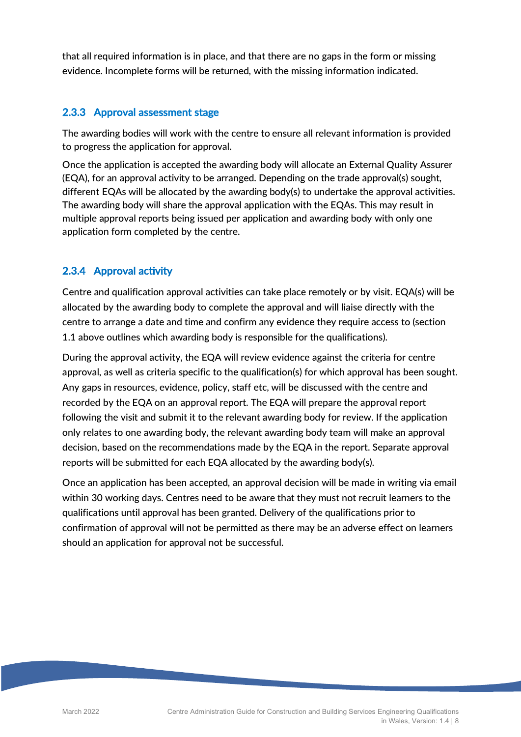that all required information is in place, and that there are no gaps in the form or missing evidence. Incomplete forms will be returned, with the missing information indicated.

### 2.3.3 Approval assessment stage

The awarding bodies will work with the centre to ensure all relevant information is provided to progress the application for approval.

Once the application is accepted the awarding body will allocate an External Quality Assurer (EQA), for an approval activity to be arranged. Depending on the trade approval(s) sought, different EQAs will be allocated by the awarding body(s) to undertake the approval activities. The awarding body will share the approval application with the EQAs. This may result in multiple approval reports being issued per application and awarding body with only one application form completed by the centre.

### 2.3.4 Approval activity

Centre and qualification approval activities can take place remotely or by visit. EQA(s) will be allocated by the awarding body to complete the approval and will liaise directly with the centre to arrange a date and time and confirm any evidence they require access to (section 1.1 above outlines which awarding body is responsible for the qualifications).

During the approval activity, the EQA will review evidence against the criteria for centre approval, as well as criteria specific to the qualification(s) for which approval has been sought. Any gaps in resources, evidence, policy, staff etc, will be discussed with the centre and recorded by the EQA on an approval report. The EQA will prepare the approval report following the visit and submit it to the relevant awarding body for review. If the application only relates to one awarding body, the relevant awarding body team will make an approval decision, based on the recommendations made by the EQA in the report. Separate approval reports will be submitted for each EQA allocated by the awarding body(s).

Once an application has been accepted, an approval decision will be made in writing via email within 30 working days. Centres need to be aware that they must not recruit learners to the qualifications until approval has been granted. Delivery of the qualifications prior to confirmation of approval will not be permitted as there may be an adverse effect on learners should an application for approval not be successful.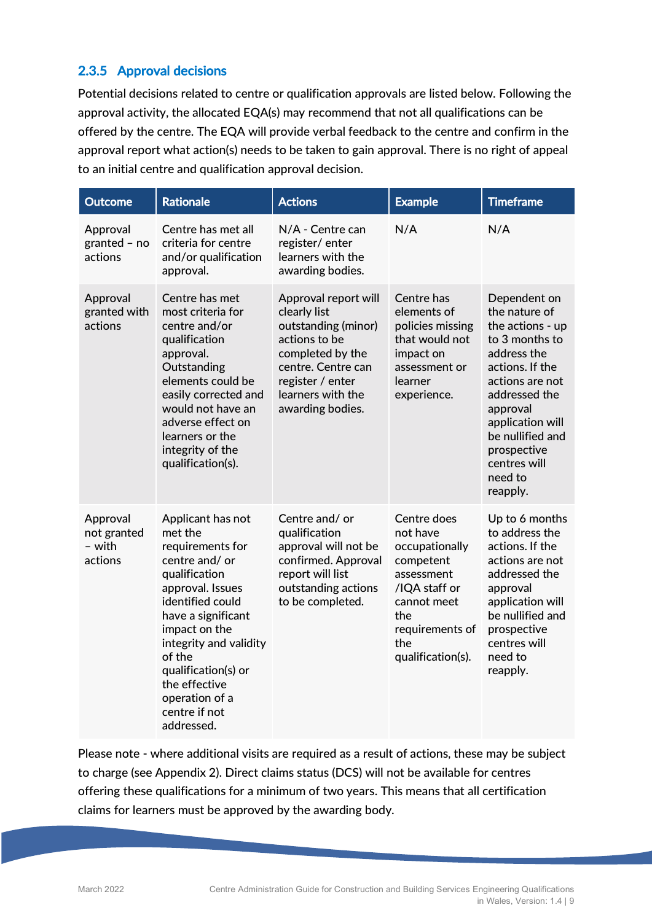### 2.3.5 Approval decisions

Potential decisions related to centre or qualification approvals are listed below. Following the approval activity, the allocated EQA(s) may recommend that not all qualifications can be offered by the centre. The EQA will provide verbal feedback to the centre and confirm in the approval report what action(s) needs to be taken to gain approval. There is no right of appeal to an initial centre and qualification approval decision.

| Outcome | Rationale | Actions | Example | Timeframe |
|---|---|---|---|---|
| Approval granted – no actions | Centre has met all criteria for centre and/or qualification approval. | N/A - Centre can register/ enter learners with the awarding bodies. | N/A | N/A |
| Approval granted with actions | Centre has met most criteria for centre and/or qualification approval. Outstanding elements could be easily corrected and would not have an adverse effect on learners or the integrity of the qualification(s). | Approval report will clearly list outstanding (minor) actions to be completed by the centre. Centre can register / enter learners with the awarding bodies. | Centre has elements of policies missing that would not impact on assessment or learner experience. | Dependent on the nature of the actions - up to 3 months to address the actions. If the actions are not addressed the approval application will be nullified and prospective centres will need to reapply. |
| Approval not granted – with actions | Applicant has not met the requirements for centre and/ or qualification approval. Issues identified could have a significant impact on the integrity and validity of the qualification(s) or the effective operation of a centre if not addressed. | Centre and/ or qualification approval will not be confirmed. Approval report will list outstanding actions to be completed. | Centre does not have occupationally competent assessment /IQA staff or cannot meet the requirements of the qualification(s). | Up to 6 months to address the actions. If the actions are not addressed the approval application will be nullified and prospective centres will need to reapply. |

Please note - where additional visits are required as a result of actions, these may be subject to charge (see Appendix 2). Direct claims status (DCS) will not be available for centres offering these qualifications for a minimum of two years. This means that all certification claims for learners must be approved by the awarding body.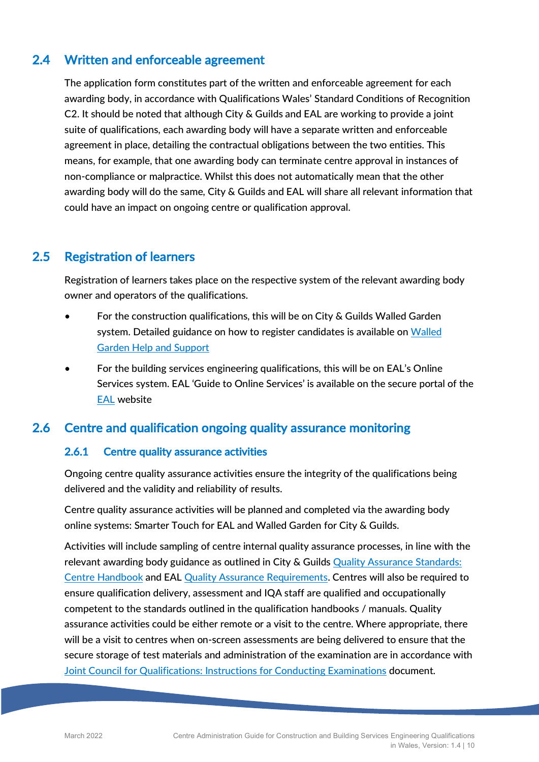## 2.4 Written and enforceable agreement

The application form constitutes part of the written and enforceable agreement for each awarding body, in accordance with Qualifications Wales' Standard Conditions of Recognition C2. It should be noted that although City & Guilds and EAL are working to provide a joint suite of qualifications, each awarding body will have a separate written and enforceable agreement in place, detailing the contractual obligations between the two entities. This means, for example, that one awarding body can terminate centre approval in instances of non-compliance or malpractice. Whilst this does not automatically mean that the other awarding body will do the same, City & Guilds and EAL will share all relevant information that could have an impact on ongoing centre or qualification approval.

## 2.5 Registration of learners

Registration of learners takes place on the respective system of the relevant awarding body owner and operators of the qualifications.

- For the construction qualifications, this will be on City & Guilds Walled Garden system. Detailed guidance on how to register candidates is available on Walled Garden Help and Support
- For the building services engineering qualifications, this will be on EAL's Online Services system. EAL 'Guide to Online Services' is available on the secure portal of the EAL website

## 2.6 Centre and qualification ongoing quality assurance monitoring

### 2.6.1 Centre quality assurance activities

Ongoing centre quality assurance activities ensure the integrity of the qualifications being delivered and the validity and reliability of results.

Centre quality assurance activities will be planned and completed via the awarding body online systems: Smarter Touch for EAL and Walled Garden for City & Guilds.

Activities will include sampling of centre internal quality assurance processes, in line with the relevant awarding body guidance as outlined in City & Guilds Quality Assurance Standards: Centre Handbook and EAL Quality Assurance Requirements. Centres will also be required to ensure qualification delivery, assessment and IQA staff are qualified and occupationally competent to the standards outlined in the qualification handbooks / manuals. Quality assurance activities could be either remote or a visit to the centre. Where appropriate, there will be a visit to centres when on-screen assessments are being delivered to ensure that the secure storage of test materials and administration of the examination are in accordance with Joint Council for Qualifications: Instructions for Conducting Examinations document.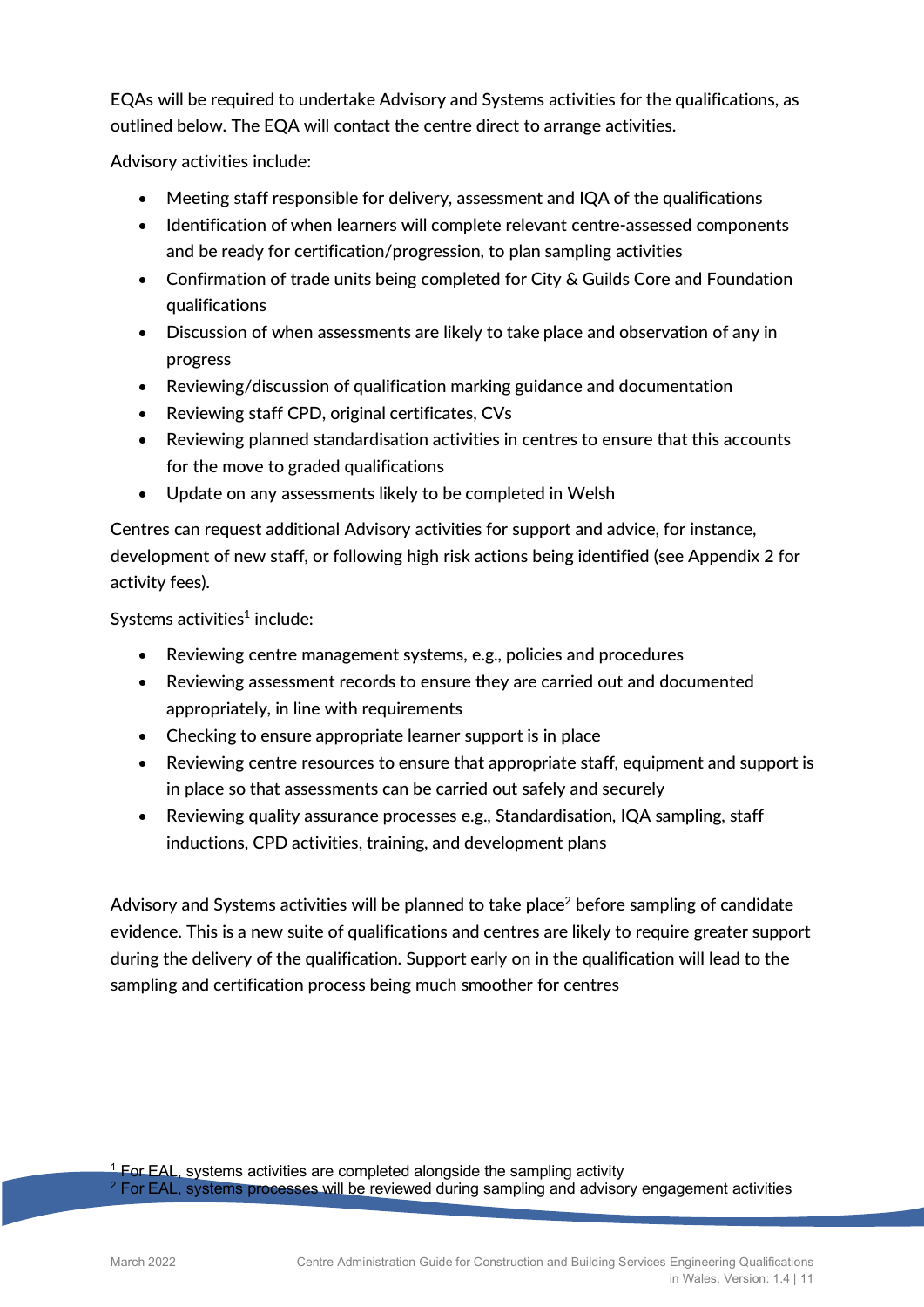EQAs will be required to undertake Advisory and Systems activities for the qualifications, as outlined below. The EQA will contact the centre direct to arrange activities.

Advisory activities include:

- Meeting staff responsible for delivery, assessment and IQA of the qualifications
- Identification of when learners will complete relevant centre-assessed components and be ready for certification/progression, to plan sampling activities
- Confirmation of trade units being completed for City & Guilds Core and Foundation qualifications
- Discussion of when assessments are likely to take place and observation of any in progress
- Reviewing/discussion of qualification marking guidance and documentation
- Reviewing staff CPD, original certificates, CVs
- Reviewing planned standardisation activities in centres to ensure that this accounts for the move to graded qualifications
- Update on any assessments likely to be completed in Welsh

Centres can request additional Advisory activities for support and advice, for instance, development of new staff, or following high risk actions being identified (see Appendix 2 for activity fees).

Systems activities[1] include:

- Reviewing centre management systems, e.g., policies and procedures
- Reviewing assessment records to ensure they are carried out and documented appropriately, in line with requirements
- Checking to ensure appropriate learner support is in place
- Reviewing centre resources to ensure that appropriate staff, equipment and support is in place so that assessments can be carried out safely and securely
- Reviewing quality assurance processes e.g., Standardisation, IQA sampling, staff inductions, CPD activities, training, and development plans

Advisory and Systems activities will be planned to take place[2] before sampling of candidate evidence. This is a new suite of qualifications and centres are likely to require greater support during the delivery of the qualification. Support early on in the qualification will lead to the sampling and certification process being much smoother for centres

[1] For EAL, systems activities are completed alongside the sampling activity

[2] For EAL, systems processes will be reviewed during sampling and advisory engagement activities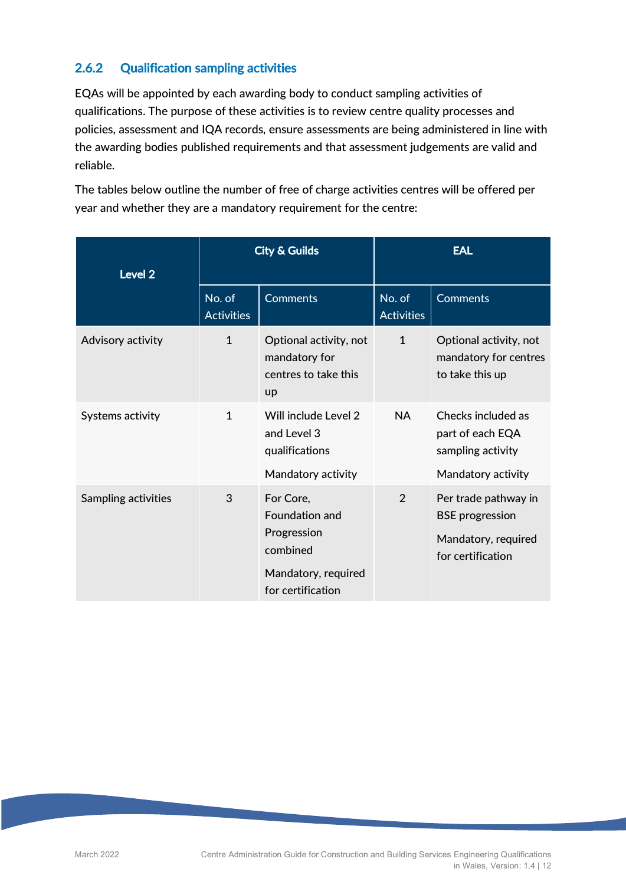### 2.6.2 Qualification sampling activities

EQAs will be appointed by each awarding body to conduct sampling activities of qualifications. The purpose of these activities is to review centre quality processes and policies, assessment and IQA records, ensure assessments are being administered in line with the awarding bodies published requirements and that assessment judgements are valid and reliable.

The tables below outline the number of free of charge activities centres will be offered per year and whether they are a mandatory requirement for the centre:

| Level 2 | City & Guilds | | EAL | |
|---|---|---|---|---|
| | No. of Activities | Comments | No. of Activities | Comments |
| Advisory activity | 1 | Optional activity, not mandatory for centres to take this up | 1 | Optional activity, not mandatory for centres to take this up |
| Systems activity | 1 | Will include Level 2 and Level 3 qualifications<br><br>Mandatory activity | NA | Checks included as part of each EQA sampling activity<br><br>Mandatory activity |
| Sampling activities | 3 | For Core, Foundation and Progression combined<br><br>Mandatory, required for certification | 2 | Per trade pathway in BSE progression<br><br>Mandatory, required for certification |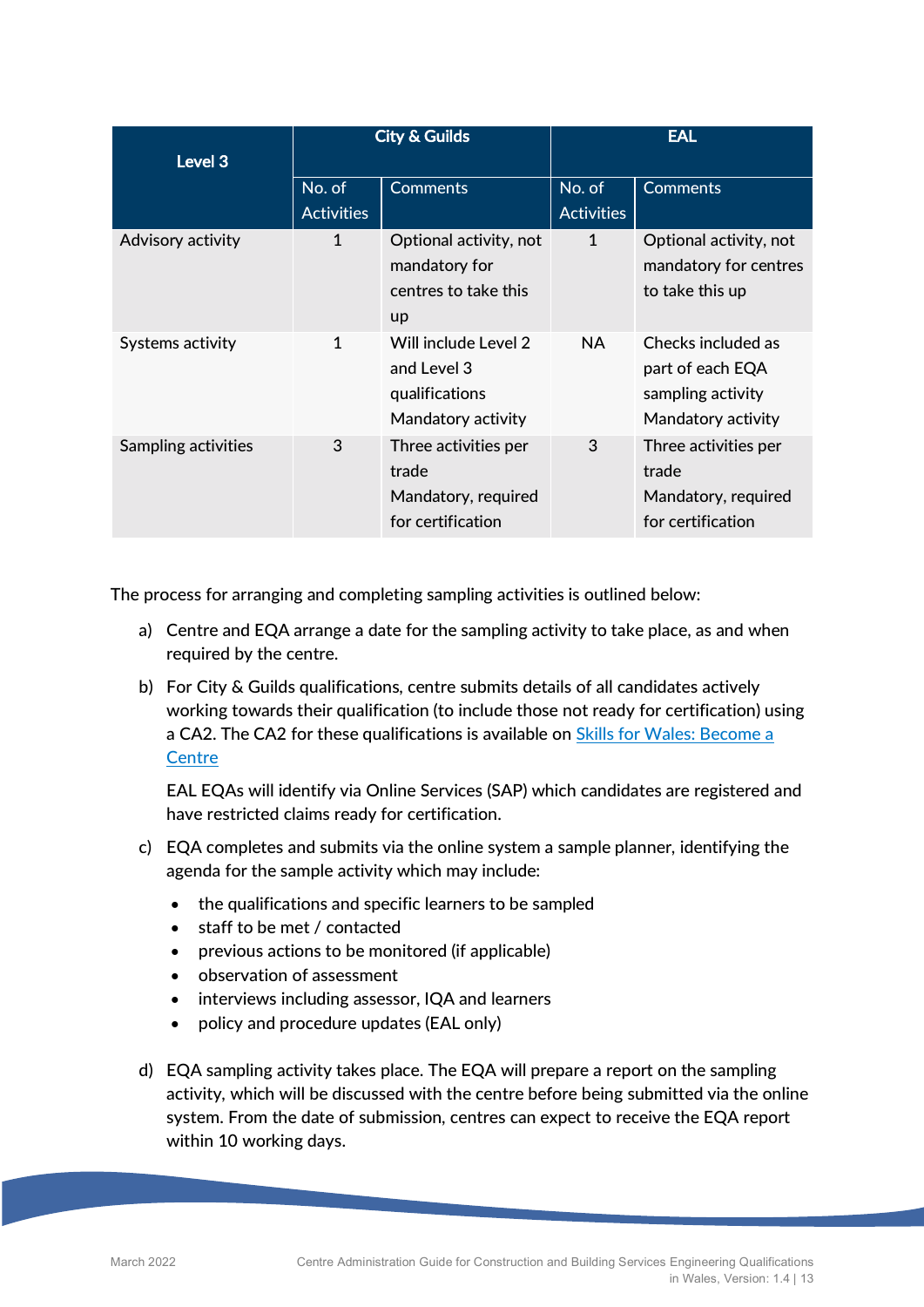| Level 3 | City & Guilds | | EAL | |
|---|---|---|---|---|
| | No. of Activities | Comments | No. of Activities | Comments |
| Advisory activity | 1 | Optional activity, not mandatory for centres to take this up | 1 | Optional activity, not mandatory for centres to take this up |
| Systems activity | 1 | Will include Level 2 and Level 3 qualifications Mandatory activity | NA | Checks included as part of each EQA sampling activity Mandatory activity |
| Sampling activities | 3 | Three activities per trade Mandatory, required for certification | 3 | Three activities per trade Mandatory, required for certification |

The process for arranging and completing sampling activities is outlined below:

a) Centre and EQA arrange a date for the sampling activity to take place, as and when required by the centre.

b) For City & Guilds qualifications, centre submits details of all candidates actively working towards their qualification (to include those not ready for certification) using a CA2. The CA2 for these qualifications is available on [Skills for Wales: Become a Centre]

   EAL EQAs will identify via Online Services (SAP) which candidates are registered and have restricted claims ready for certification.

c) EQA completes and submits via the online system a sample planner, identifying the agenda for the sample activity which may include:

   - the qualifications and specific learners to be sampled
   - staff to be met / contacted
   - previous actions to be monitored (if applicable)
   - observation of assessment
   - interviews including assessor, IQA and learners
   - policy and procedure updates (EAL only)

d) EQA sampling activity takes place. The EQA will prepare a report on the sampling activity, which will be discussed with the centre before being submitted via the online system. From the date of submission, centres can expect to receive the EQA report within 10 working days.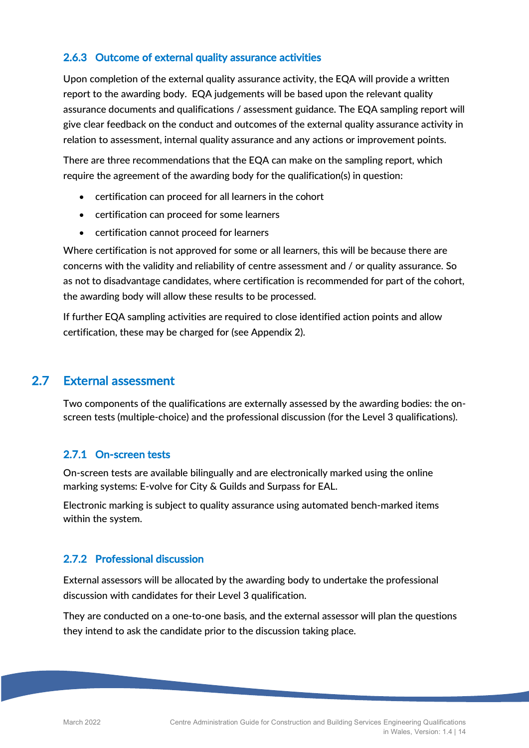### 2.6.3 Outcome of external quality assurance activities

Upon completion of the external quality assurance activity, the EQA will provide a written report to the awarding body. EQA judgements will be based upon the relevant quality assurance documents and qualifications / assessment guidance. The EQA sampling report will give clear feedback on the conduct and outcomes of the external quality assurance activity in relation to assessment, internal quality assurance and any actions or improvement points.

There are three recommendations that the EQA can make on the sampling report, which require the agreement of the awarding body for the qualification(s) in question:

- certification can proceed for all learners in the cohort
- certification can proceed for some learners
- certification cannot proceed for learners

Where certification is not approved for some or all learners, this will be because there are concerns with the validity and reliability of centre assessment and / or quality assurance. So as not to disadvantage candidates, where certification is recommended for part of the cohort, the awarding body will allow these results to be processed.

If further EQA sampling activities are required to close identified action points and allow certification, these may be charged for (see Appendix 2).

## 2.7 External assessment

Two components of the qualifications are externally assessed by the awarding bodies: the on-screen tests (multiple-choice) and the professional discussion (for the Level 3 qualifications).

### 2.7.1 On-screen tests

On-screen tests are available bilingually and are electronically marked using the online marking systems: E-volve for City & Guilds and Surpass for EAL.

Electronic marking is subject to quality assurance using automated bench-marked items within the system.

### 2.7.2 Professional discussion

External assessors will be allocated by the awarding body to undertake the professional discussion with candidates for their Level 3 qualification.

They are conducted on a one-to-one basis, and the external assessor will plan the questions they intend to ask the candidate prior to the discussion taking place.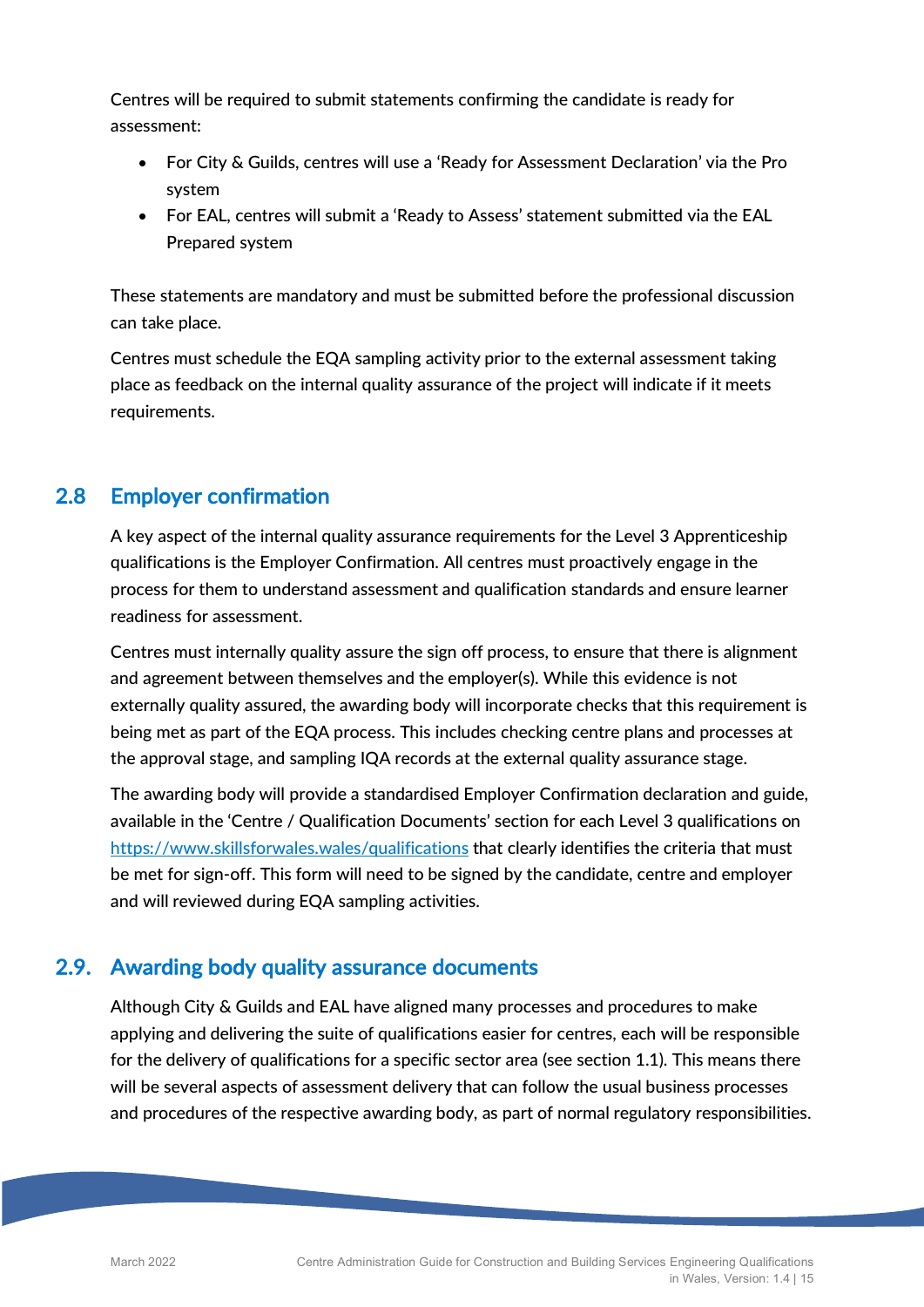Centres will be required to submit statements confirming the candidate is ready for assessment:

- For City & Guilds, centres will use a 'Ready for Assessment Declaration' via the Pro system
- For EAL, centres will submit a 'Ready to Assess' statement submitted via the EAL Prepared system

These statements are mandatory and must be submitted before the professional discussion can take place.

Centres must schedule the EQA sampling activity prior to the external assessment taking place as feedback on the internal quality assurance of the project will indicate if it meets requirements.

## 2.8 Employer confirmation

A key aspect of the internal quality assurance requirements for the Level 3 Apprenticeship qualifications is the Employer Confirmation. All centres must proactively engage in the process for them to understand assessment and qualification standards and ensure learner readiness for assessment.

Centres must internally quality assure the sign off process, to ensure that there is alignment and agreement between themselves and the employer(s). While this evidence is not externally quality assured, the awarding body will incorporate checks that this requirement is being met as part of the EQA process. This includes checking centre plans and processes at the approval stage, and sampling IQA records at the external quality assurance stage.

The awarding body will provide a standardised Employer Confirmation declaration and guide, available in the 'Centre / Qualification Documents' section for each Level 3 qualifications on [https://www.skillsforwales.wales/qualifications](https://www.skillsforwales.wales/qualifications) that clearly identifies the criteria that must be met for sign-off. This form will need to be signed by the candidate, centre and employer and will reviewed during EQA sampling activities.

## 2.9. Awarding body quality assurance documents

Although City & Guilds and EAL have aligned many processes and procedures to make applying and delivering the suite of qualifications easier for centres, each will be responsible for the delivery of qualifications for a specific sector area (see section 1.1). This means there will be several aspects of assessment delivery that can follow the usual business processes and procedures of the respective awarding body, as part of normal regulatory responsibilities.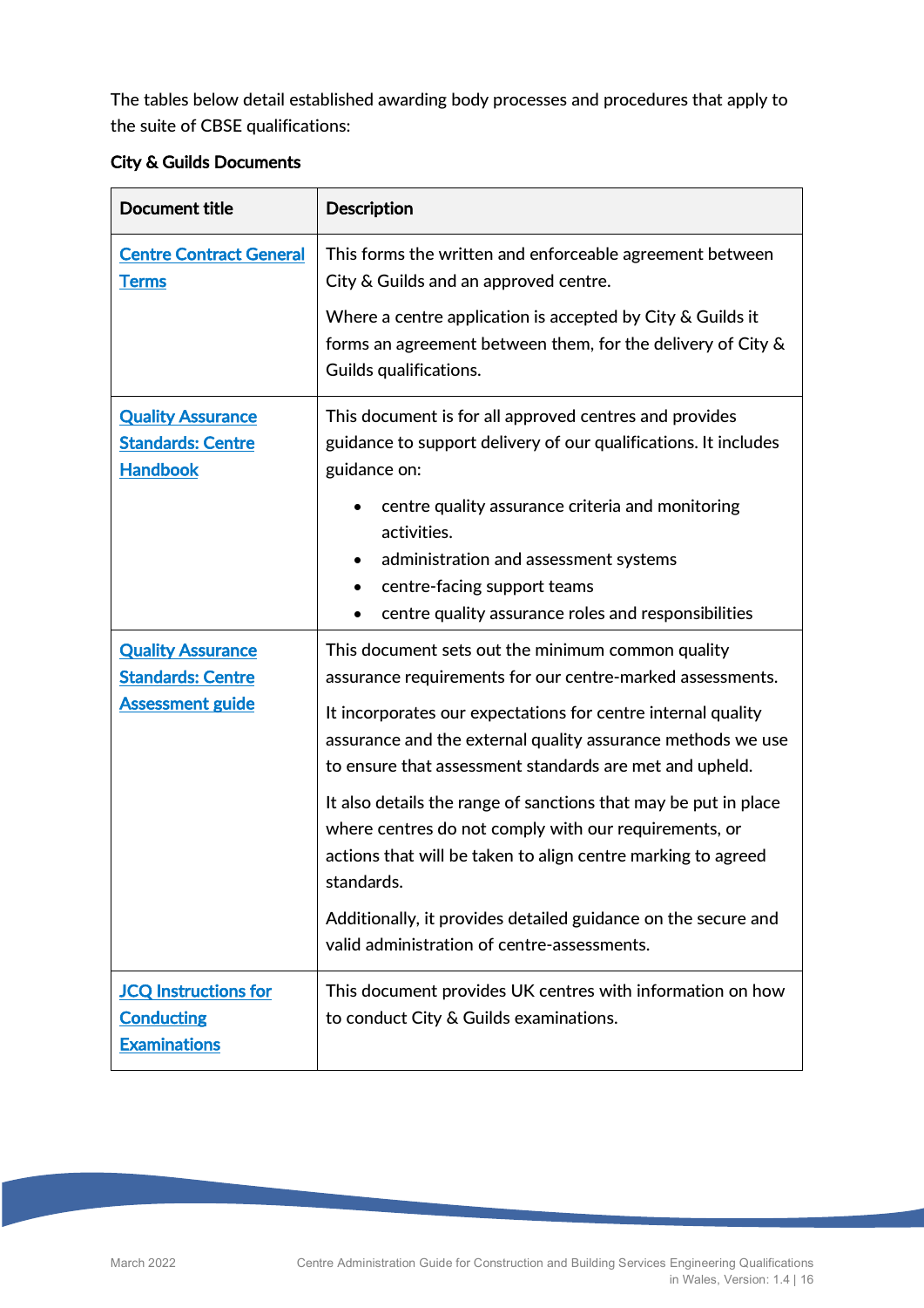The tables below detail established awarding body processes and procedures that apply to the suite of CBSE qualifications:

**City & Guilds Documents**

| Document title | Description |
|---|---|
| [Centre Contract General Terms]() | This forms the written and enforceable agreement between City & Guilds and an approved centre.<br><br>Where a centre application is accepted by City & Guilds it forms an agreement between them, for the delivery of City & Guilds qualifications. |
| [Quality Assurance Standards: Centre Handbook]() | This document is for all approved centres and provides guidance to support delivery of our qualifications. It includes guidance on:<br><br>• centre quality assurance criteria and monitoring activities.<br>• administration and assessment systems<br>• centre-facing support teams<br>• centre quality assurance roles and responsibilities |
| [Quality Assurance Standards: Centre Assessment guide]() | This document sets out the minimum common quality assurance requirements for our centre-marked assessments.<br><br>It incorporates our expectations for centre internal quality assurance and the external quality assurance methods we use to ensure that assessment standards are met and upheld.<br><br>It also details the range of sanctions that may be put in place where centres do not comply with our requirements, or actions that will be taken to align centre marking to agreed standards.<br><br>Additionally, it provides detailed guidance on the secure and valid administration of centre-assessments. |
| [JCQ Instructions for Conducting Examinations]() | This document provides UK centres with information on how to conduct City & Guilds examinations. |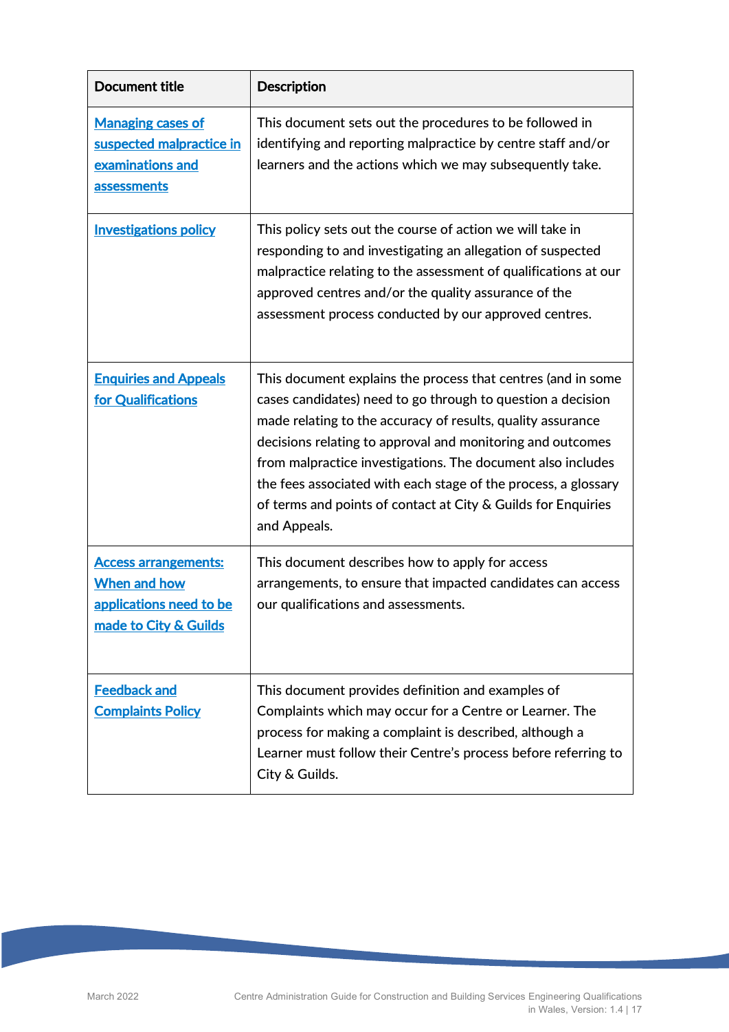| Document title | Description |
|---|---|
| Managing cases of suspected malpractice in examinations and assessments | This document sets out the procedures to be followed in identifying and reporting malpractice by centre staff and/or learners and the actions which we may subsequently take. |
| Investigations policy | This policy sets out the course of action we will take in responding to and investigating an allegation of suspected malpractice relating to the assessment of qualifications at our approved centres and/or the quality assurance of the assessment process conducted by our approved centres. |
| Enquiries and Appeals for Qualifications | This document explains the process that centres (and in some cases candidates) need to go through to question a decision made relating to the accuracy of results, quality assurance decisions relating to approval and monitoring and outcomes from malpractice investigations. The document also includes the fees associated with each stage of the process, a glossary of terms and points of contact at City & Guilds for Enquiries and Appeals. |
| Access arrangements: When and how applications need to be made to City & Guilds | This document describes how to apply for access arrangements, to ensure that impacted candidates can access our qualifications and assessments. |
| Feedback and Complaints Policy | This document provides definition and examples of Complaints which may occur for a Centre or Learner. The process for making a complaint is described, although a Learner must follow their Centre's process before referring to City & Guilds. |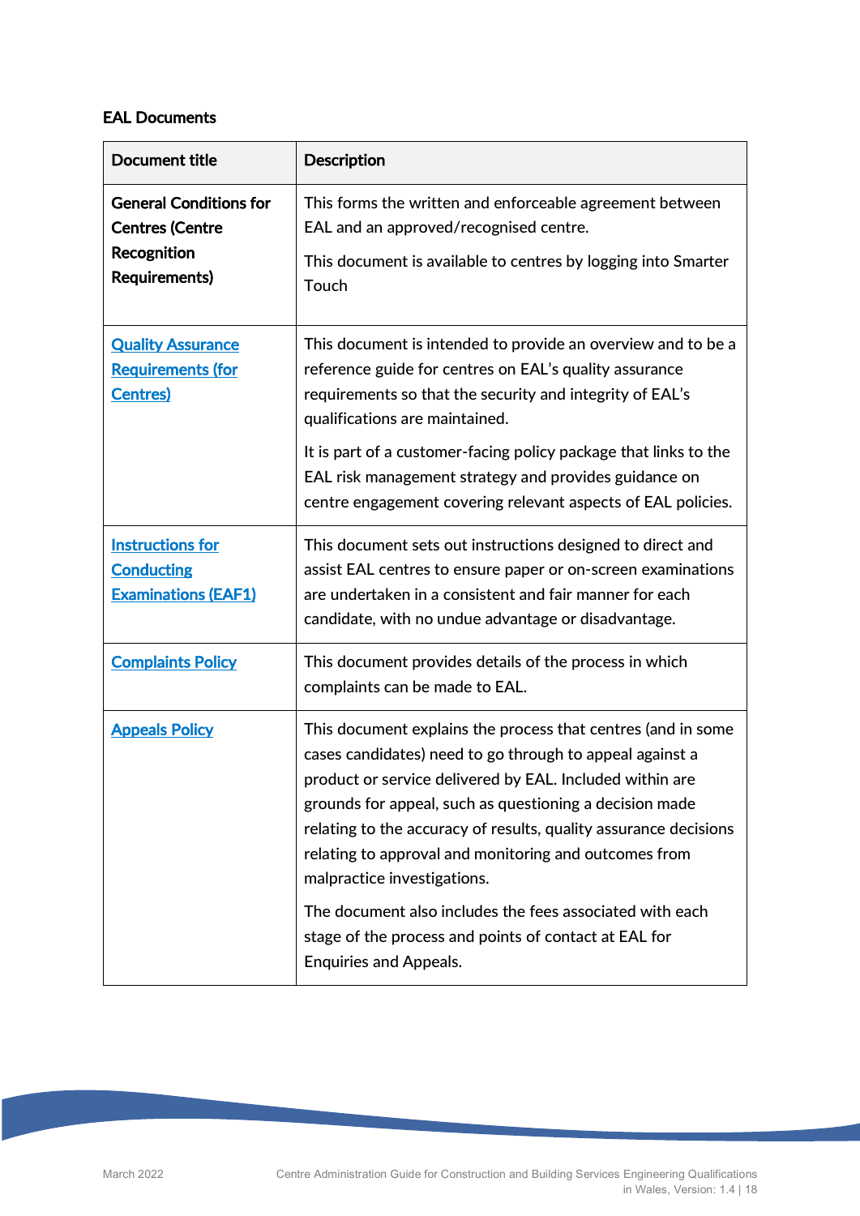**EAL Documents**

| Document title | Description |
|---|---|
| **General Conditions for Centres (Centre Recognition Requirements)** | This forms the written and enforceable agreement between EAL and an approved/recognised centre.<br><br>This document is available to centres by logging into Smarter Touch |
| **Quality Assurance Requirements (for Centres)** | This document is intended to provide an overview and to be a reference guide for centres on EAL's quality assurance requirements so that the security and integrity of EAL's qualifications are maintained.<br><br>It is part of a customer-facing policy package that links to the EAL risk management strategy and provides guidance on centre engagement covering relevant aspects of EAL policies. |
| **Instructions for Conducting Examinations (EAF1)** | This document sets out instructions designed to direct and assist EAL centres to ensure paper or on-screen examinations are undertaken in a consistent and fair manner for each candidate, with no undue advantage or disadvantage. |
| **Complaints Policy** | This document provides details of the process in which complaints can be made to EAL. |
| **Appeals Policy** | This document explains the process that centres (and in some cases candidates) need to go through to appeal against a product or service delivered by EAL. Included within are grounds for appeal, such as questioning a decision made relating to the accuracy of results, quality assurance decisions relating to approval and monitoring and outcomes from malpractice investigations.<br><br>The document also includes the fees associated with each stage of the process and points of contact at EAL for Enquiries and Appeals. |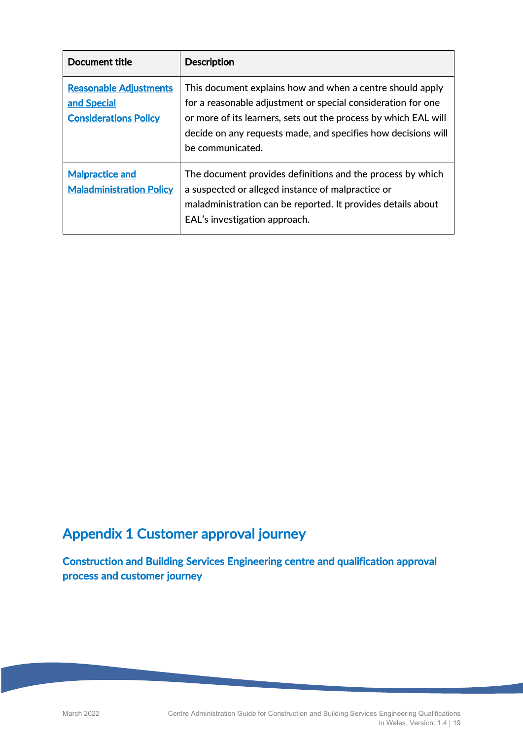| Document title | Description |
|---|---|
| Reasonable Adjustments and Special Considerations Policy | This document explains how and when a centre should apply for a reasonable adjustment or special consideration for one or more of its learners, sets out the process by which EAL will decide on any requests made, and specifies how decisions will be communicated. |
| Malpractice and Maladministration Policy | The document provides definitions and the process by which a suspected or alleged instance of malpractice or maladministration can be reported. It provides details about EAL's investigation approach. |

# Appendix 1 Customer approval journey

## Construction and Building Services Engineering centre and qualification approval process and customer journey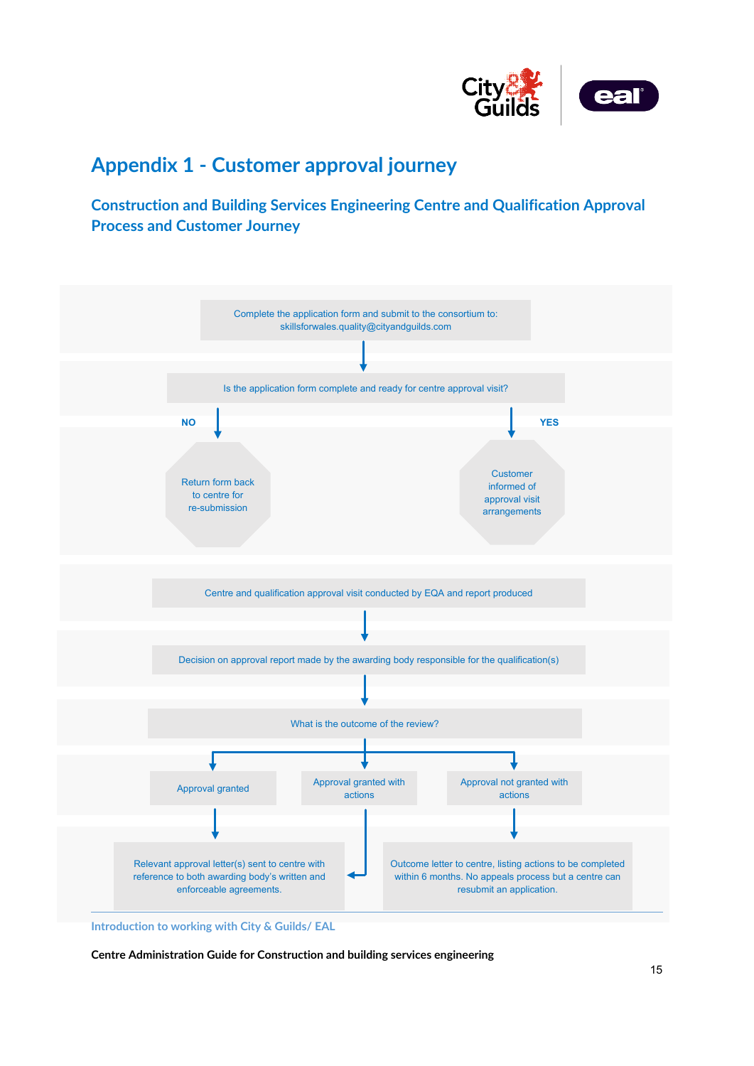# Appendix 1 - Customer approval journey

## Construction and Building Services Engineering Centre and Qualification Approval Process and Customer Journey

Complete the application form and submit to the consortium to: skillsforwales.quality@cityandguilds.com

Is the application form complete and ready for centre approval visit?

- **NO**: Return form back to centre for re-submission
- **YES**: Customer informed of approval visit arrangements

Centre and qualification approval visit conducted by EQA and report produced

Decision on approval report made by the awarding body responsible for the qualification(s)

What is the outcome of the review?

- Approval granted → Relevant approval letter(s) sent to centre with reference to both awarding body's written and enforceable agreements.
- Approval granted with actions → Relevant approval letter(s) sent to centre with reference to both awarding body's written and enforceable agreements.
- Approval not granted with actions → Outcome letter to centre, listing actions to be completed within 6 months. No appeals process but a centre can resubmit an application.

Introduction to working with City & Guilds/ EAL

**Centre Administration Guide for Construction and building services engineering**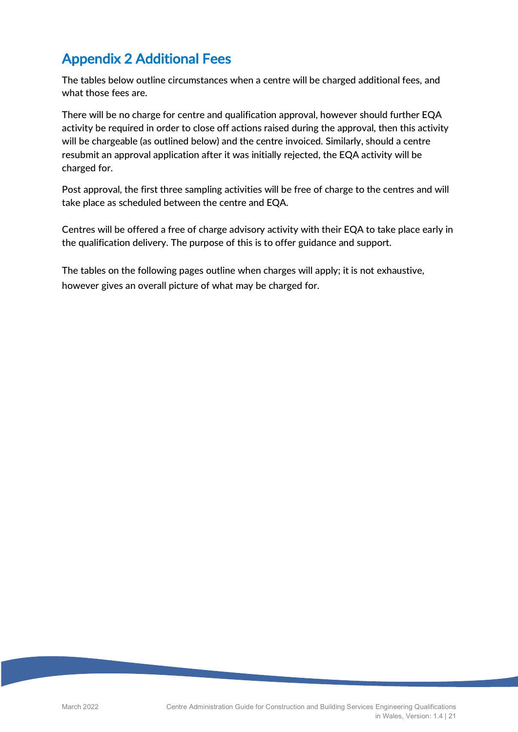# Appendix 2 Additional Fees

The tables below outline circumstances when a centre will be charged additional fees, and what those fees are.

There will be no charge for centre and qualification approval, however should further EQA activity be required in order to close off actions raised during the approval, then this activity will be chargeable (as outlined below) and the centre invoiced. Similarly, should a centre resubmit an approval application after it was initially rejected, the EQA activity will be charged for.

Post approval, the first three sampling activities will be free of charge to the centres and will take place as scheduled between the centre and EQA.

Centres will be offered a free of charge advisory activity with their EQA to take place early in the qualification delivery. The purpose of this is to offer guidance and support.

The tables on the following pages outline when charges will apply; it is not exhaustive, however gives an overall picture of what may be charged for.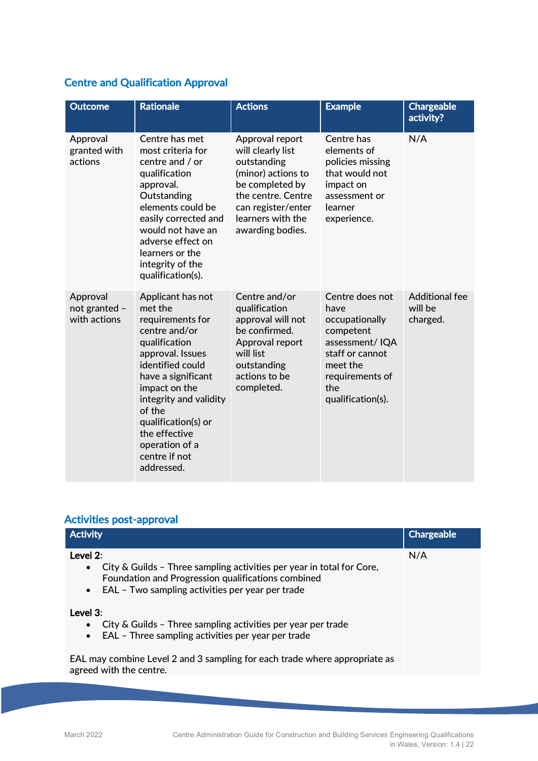## Centre and Qualification Approval

| Outcome | Rationale | Actions | Example | Chargeable activity? |
|---|---|---|---|---|
| Approval granted with actions | Centre has met most criteria for centre and / or qualification approval. Outstanding elements could be easily corrected and would not have an adverse effect on learners or the integrity of the qualification(s). | Approval report will clearly list outstanding (minor) actions to be completed by the centre. Centre can register/enter learners with the awarding bodies. | Centre has elements of policies missing that would not impact on assessment or learner experience. | N/A |
| Approval not granted – with actions | Applicant has not met the requirements for centre and/or qualification approval. Issues identified could have a significant impact on the integrity and validity of the qualification(s) or the effective operation of a centre if not addressed. | Centre and/or qualification approval will not be confirmed. Approval report will list outstanding actions to be completed. | Centre does not have occupationally competent assessment/ IQA staff or cannot meet the requirements of the qualification(s). | Additional fee will be charged. |

## Activities post-approval

| Activity | Chargeable |
|---|---|
| **Level 2**:<br>• City & Guilds – Three sampling activities per year in total for Core, Foundation and Progression qualifications combined<br>• EAL – Two sampling activities per year per trade<br><br>**Level 3**:<br>• City & Guilds – Three sampling activities per year per trade<br>• EAL – Three sampling activities per year per trade<br><br>EAL may combine Level 2 and 3 sampling for each trade where appropriate as agreed with the centre. | N/A |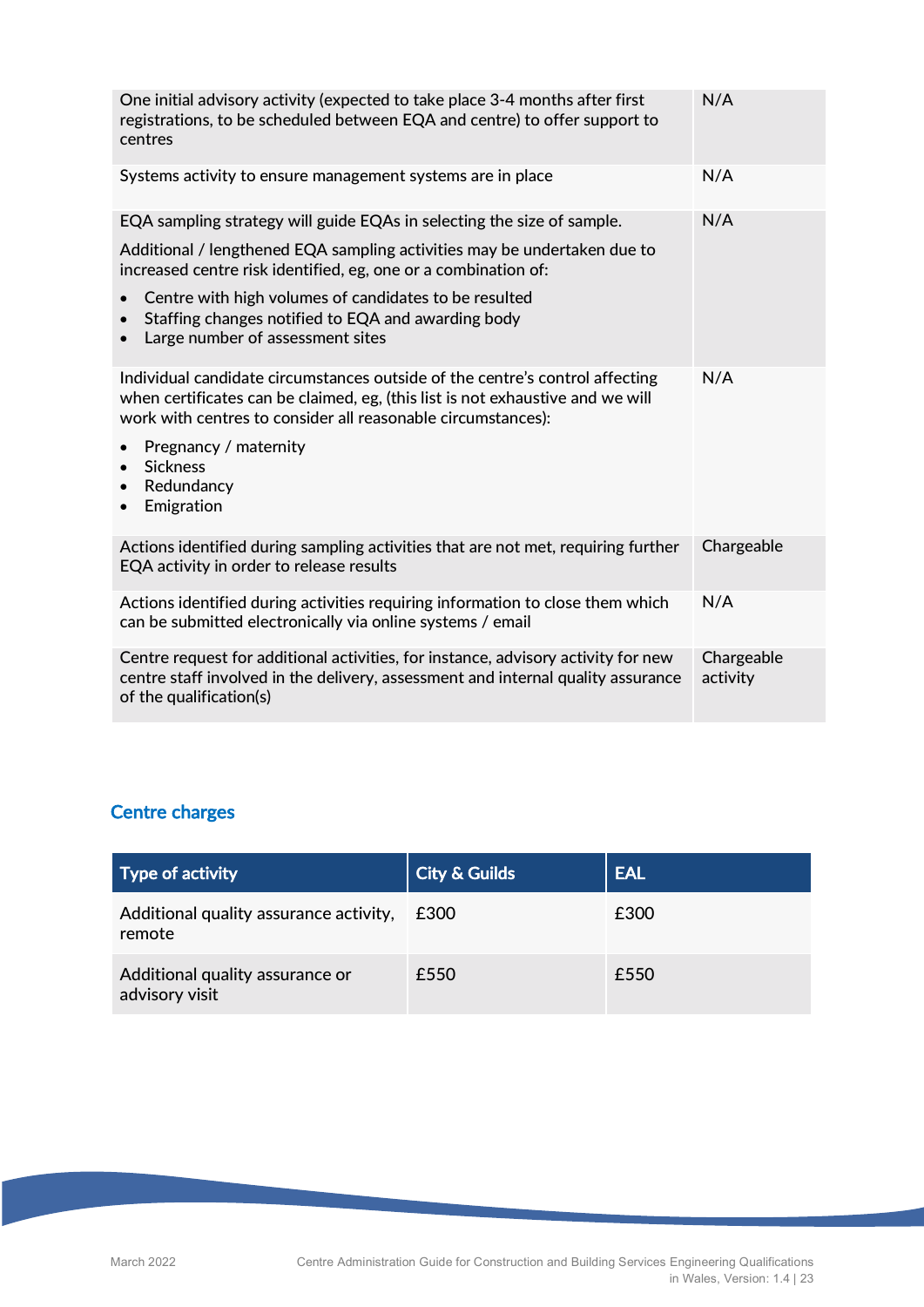| | |
|---|---|
| One initial advisory activity (expected to take place 3-4 months after first registrations, to be scheduled between EQA and centre) to offer support to centres | N/A |
| Systems activity to ensure management systems are in place | N/A |
| EQA sampling strategy will guide EQAs in selecting the size of sample.<br><br>Additional / lengthened EQA sampling activities may be undertaken due to increased centre risk identified, eg, one or a combination of:<br>• Centre with high volumes of candidates to be resulted<br>• Staffing changes notified to EQA and awarding body<br>• Large number of assessment sites | N/A |
| Individual candidate circumstances outside of the centre's control affecting when certificates can be claimed, eg, (this list is not exhaustive and we will work with centres to consider all reasonable circumstances):<br>• Pregnancy / maternity<br>• Sickness<br>• Redundancy<br>• Emigration | N/A |
| Actions identified during sampling activities that are not met, requiring further EQA activity in order to release results | Chargeable |
| Actions identified during activities requiring information to close them which can be submitted electronically via online systems / email | N/A |
| Centre request for additional activities, for instance, advisory activity for new centre staff involved in the delivery, assessment and internal quality assurance of the qualification(s) | Chargeable activity |

## Centre charges

| Type of activity | City & Guilds | EAL |
|---|---|---|
| Additional quality assurance activity, remote | £300 | £300 |
| Additional quality assurance or advisory visit | £550 | £550 |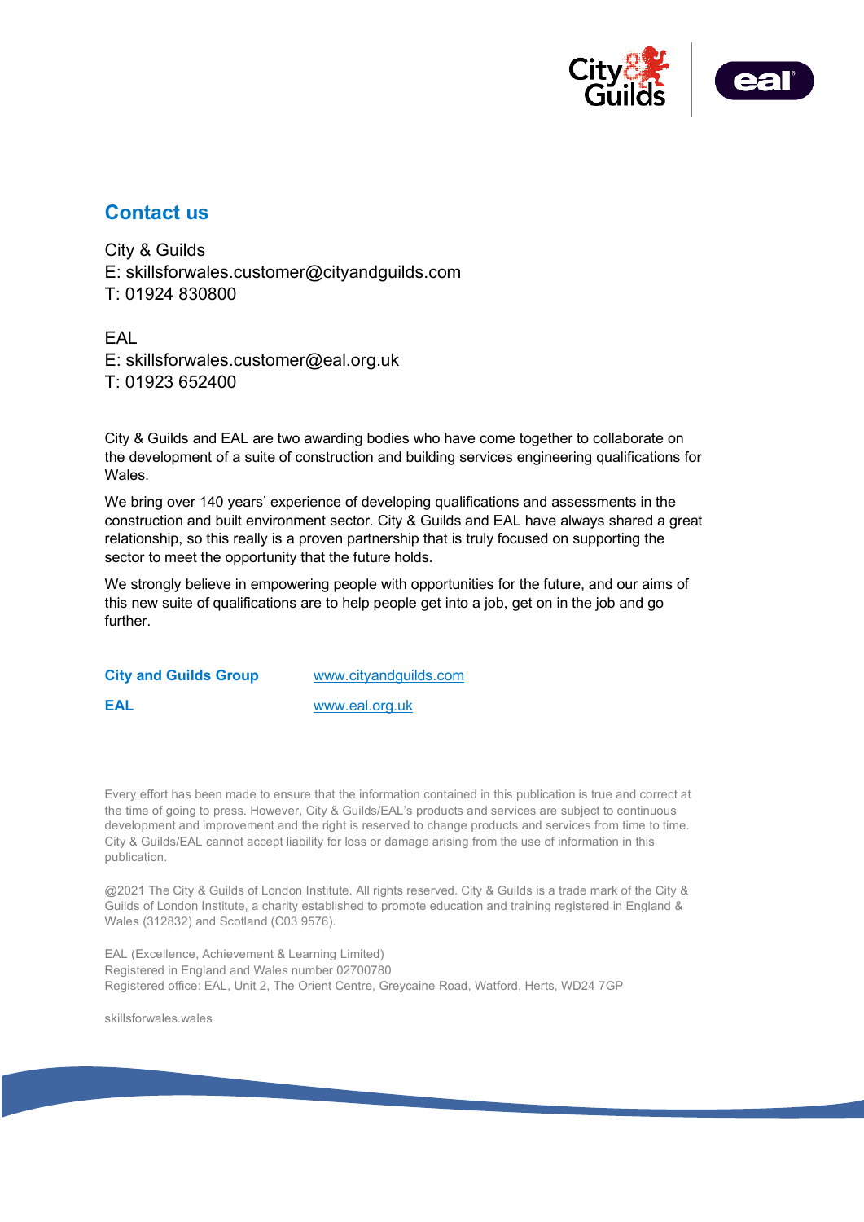## Contact us

City & Guilds
E: skillsforwales.customer@cityandguilds.com
T: 01924 830800

EAL
E: skillsforwales.customer@eal.org.uk
T: 01923 652400

City & Guilds and EAL are two awarding bodies who have come together to collaborate on the development of a suite of construction and building services engineering qualifications for Wales.

We bring over 140 years' experience of developing qualifications and assessments in the construction and built environment sector. City & Guilds and EAL have always shared a great relationship, so this really is a proven partnership that is truly focused on supporting the sector to meet the opportunity that the future holds.

We strongly believe in empowering people with opportunities for the future, and our aims of this new suite of qualifications are to help people get into a job, get on in the job and go further.

**City and Guilds Group** www.cityandguilds.com

**EAL** www.eal.org.uk

Every effort has been made to ensure that the information contained in this publication is true and correct at the time of going to press. However, City & Guilds/EAL's products and services are subject to continuous development and improvement and the right is reserved to change products and services from time to time. City & Guilds/EAL cannot accept liability for loss or damage arising from the use of information in this publication.

@2021 The City & Guilds of London Institute. All rights reserved. City & Guilds is a trade mark of the City & Guilds of London Institute, a charity established to promote education and training registered in England & Wales (312832) and Scotland (C03 9576).

EAL (Excellence, Achievement & Learning Limited)
Registered in England and Wales number 02700780
Registered office: EAL, Unit 2, The Orient Centre, Greycaine Road, Watford, Herts, WD24 7GP

skillsforwales.wales